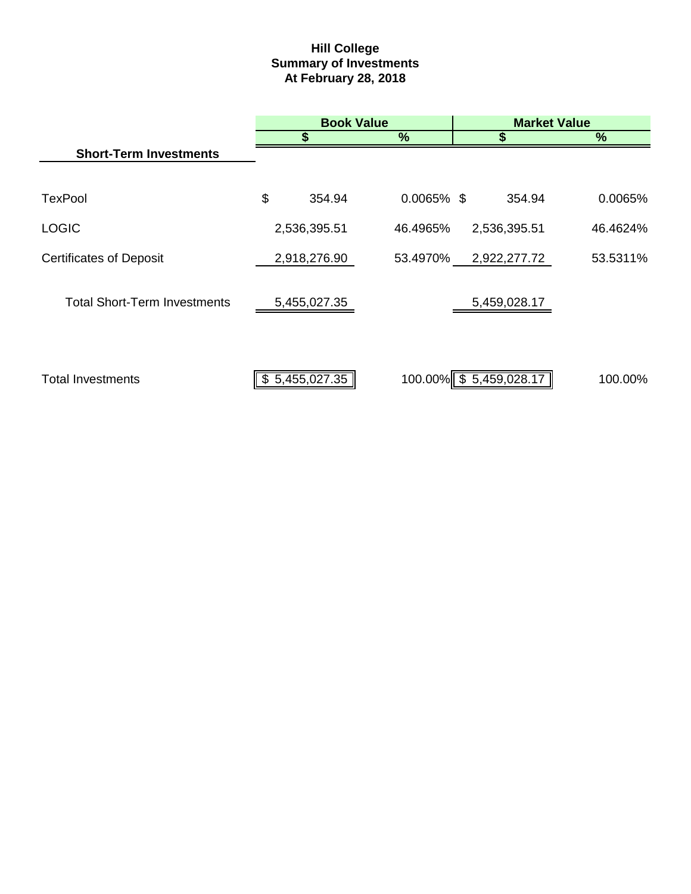**Hill College**
**Summary of Investments**
**At February 28, 2018**

| | Book Value | | Market Value | |
|---|---|---|---|---|
| | **$** | **%** | **$** | **%** |
| **Short-Term Investments** | | | | |
| TexPool | $ 354.94 | 0.0065% | $ 354.94 | 0.0065% |
| LOGIC | 2,536,395.51 | 46.4965% | 2,536,395.51 | 46.4624% |
| Certificates of Deposit | 2,918,276.90 | 53.4970% | 2,922,277.72 | 53.5311% |
| Total Short-Term Investments | 5,455,027.35 | | 5,459,028.17 | |
| Total Investments | $ 5,455,027.35 | 100.00% | $ 5,459,028.17 | 100.00% |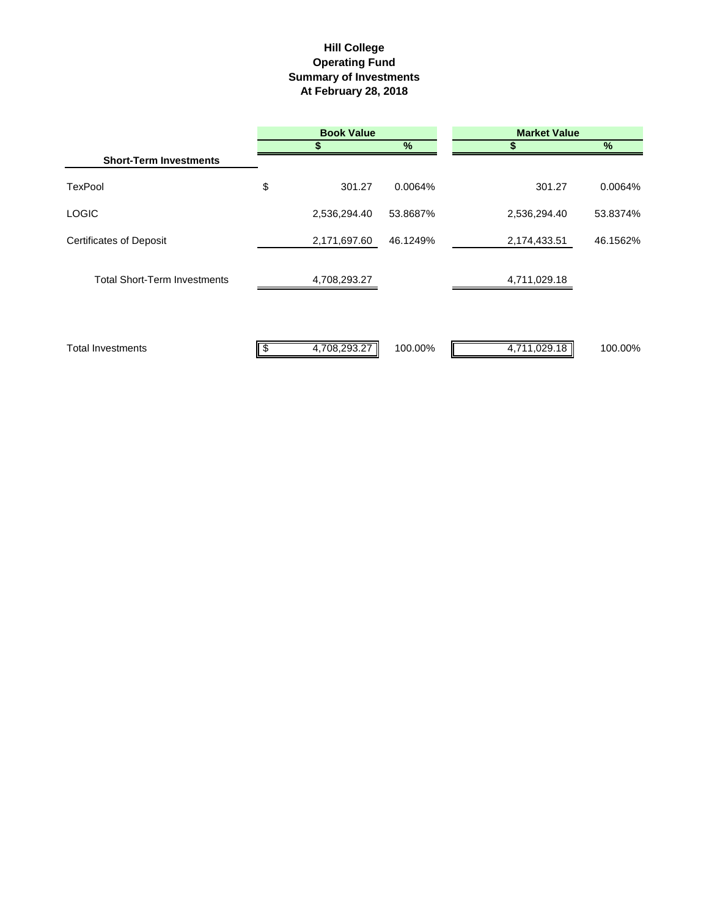# Hill College
## Operating Fund
## Summary of Investments
## At February 28, 2018

| | Book Value | | Market Value | |
|---|---|---|---|---|
| | $ | % | $ | % |
| **Short-Term Investments** | | | | |
| TexPool | $ 301.27 | 0.0064% | 301.27 | 0.0064% |
| LOGIC | 2,536,294.40 | 53.8687% | 2,536,294.40 | 53.8374% |
| Certificates of Deposit | 2,171,697.60 | 46.1249% | 2,174,433.51 | 46.1562% |
| Total Short-Term Investments | 4,708,293.27 | | 4,711,029.18 | |
| Total Investments | $ 4,708,293.27 | 100.00% | 4,711,029.18 | 100.00% |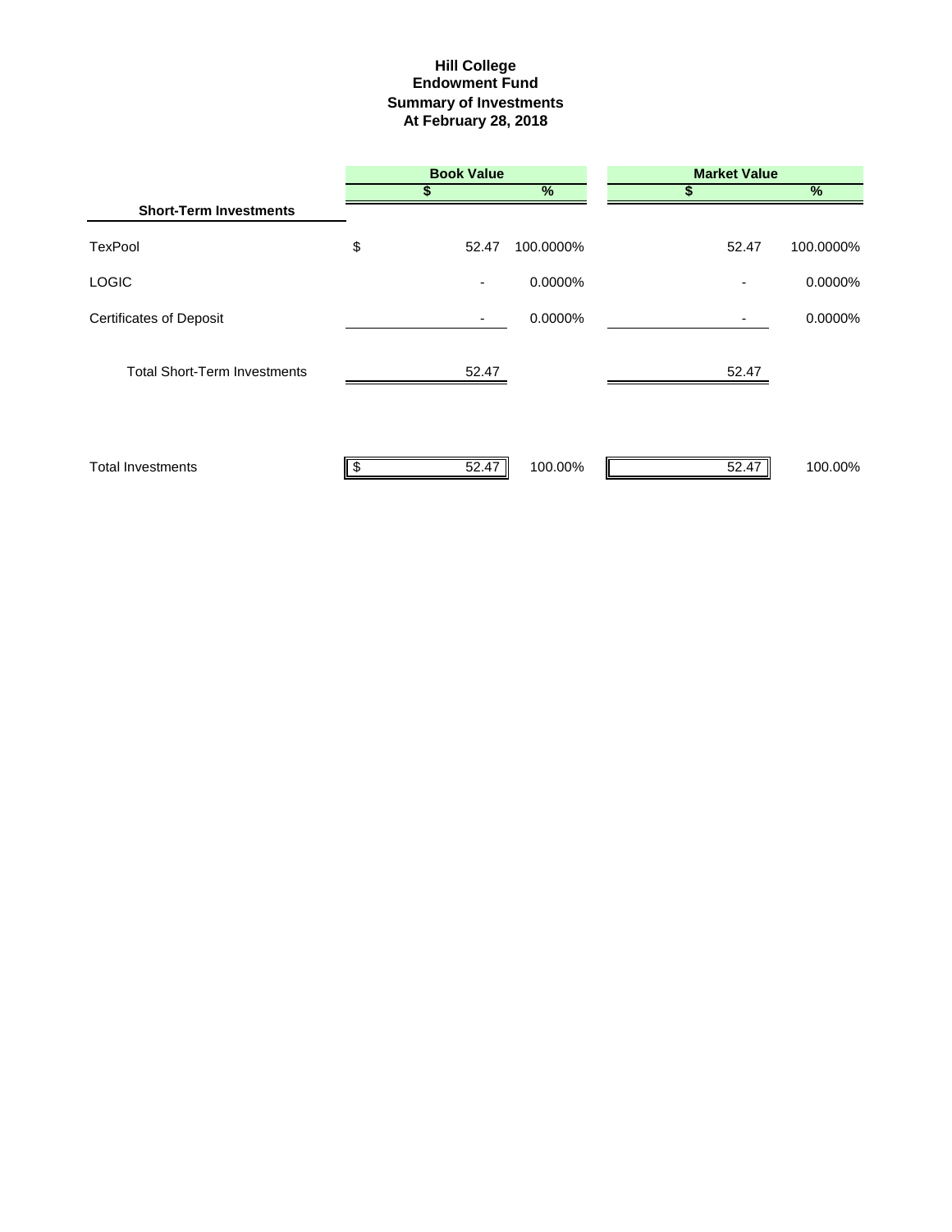# Hill College
## Endowment Fund
## Summary of Investments
## At February 28, 2018

| | Book Value | | Market Value | |
|---|---|---|---|---|
| | $ | % | $ | % |
| **Short-Term Investments** | | | | |
| TexPool | $ 52.47 | 100.0000% | 52.47 | 100.0000% |
| LOGIC | - | 0.0000% | - | 0.0000% |
| Certificates of Deposit | - | 0.0000% | - | 0.0000% |
| Total Short-Term Investments | 52.47 | | 52.47 | |
| Total Investments | $ 52.47 | 100.00% | 52.47 | 100.00% |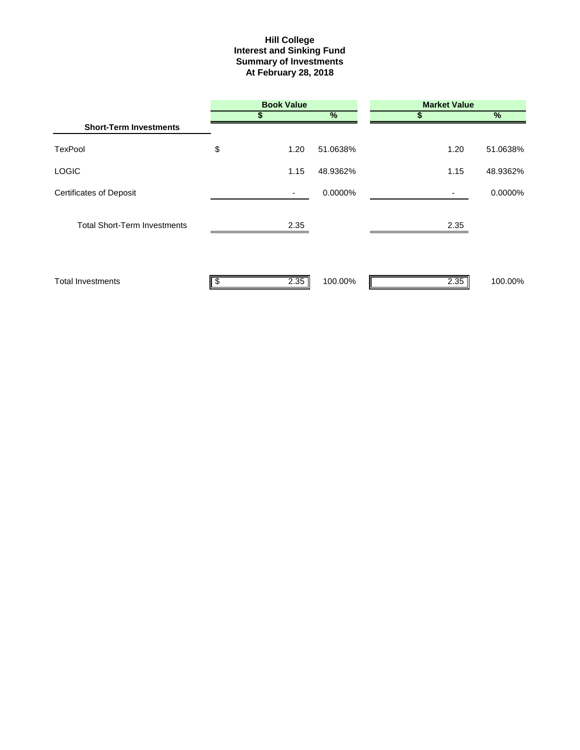# Hill College
## Interest and Sinking Fund
## Summary of Investments
## At February 28, 2018

| | Book Value | | Market Value | |
|---|---|---|---|---|
| | $ | % | $ | % |
| **Short-Term Investments** | | | | |
| TexPool | $ 1.20 | 51.0638% | 1.20 | 51.0638% |
| LOGIC | 1.15 | 48.9362% | 1.15 | 48.9362% |
| Certificates of Deposit | - | 0.0000% | - | 0.0000% |
| Total Short-Term Investments | 2.35 | | 2.35 | |
| Total Investments | $ 2.35 | 100.00% | 2.35 | 100.00% |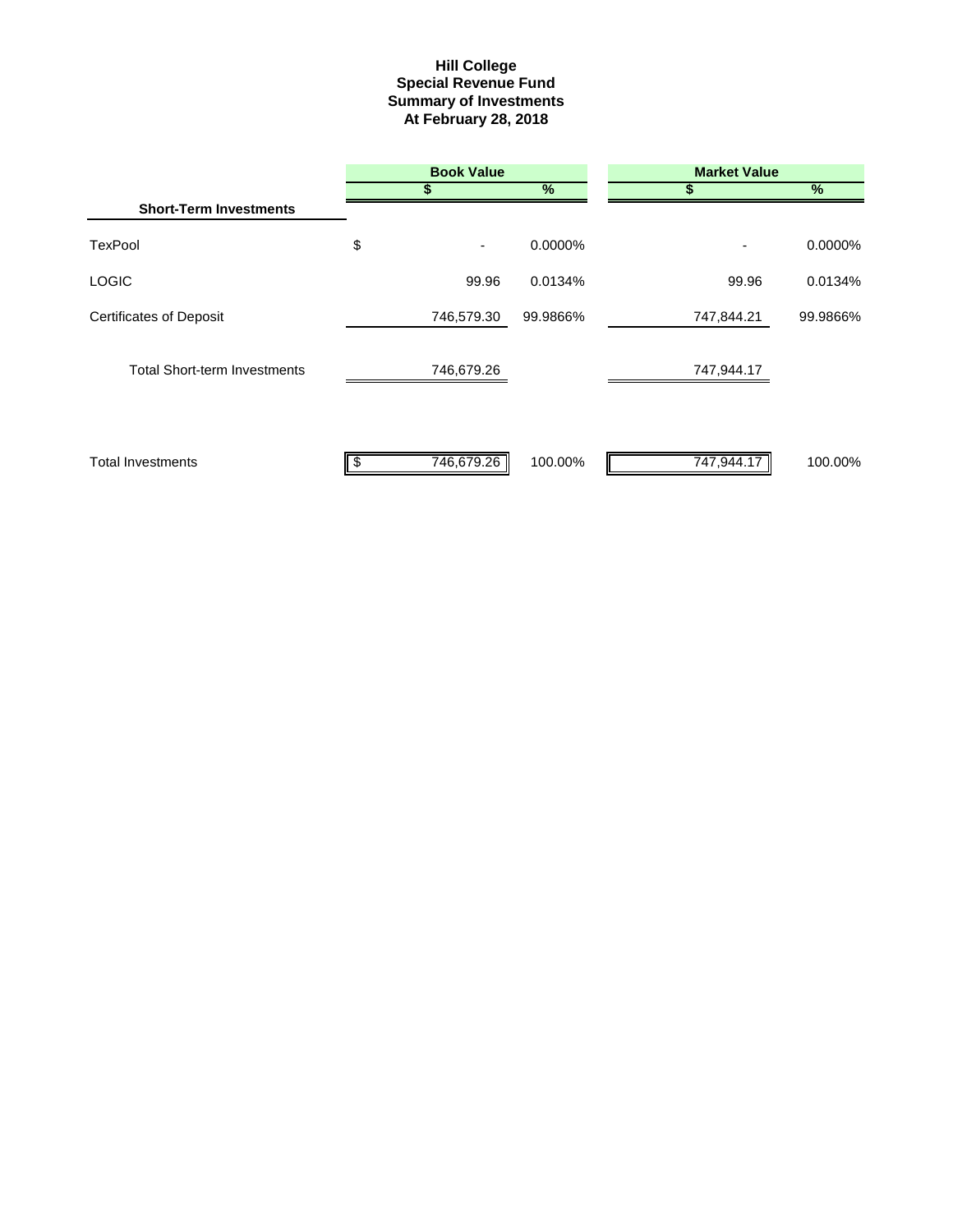# Hill College
## Special Revenue Fund
## Summary of Investments
## At February 28, 2018

| | Book Value | | Market Value | |
|---|---|---|---|---|
| | $ | % | $ | % |
| **Short-Term Investments** | | | | |
| TexPool | $ - | 0.0000% | - | 0.0000% |
| LOGIC | 99.96 | 0.0134% | 99.96 | 0.0134% |
| Certificates of Deposit | 746,579.30 | 99.9866% | 747,844.21 | 99.9866% |
| Total Short-term Investments | 746,679.26 | | 747,944.17 | |
| Total Investments | $ 746,679.26 | 100.00% | 747,944.17 | 100.00% |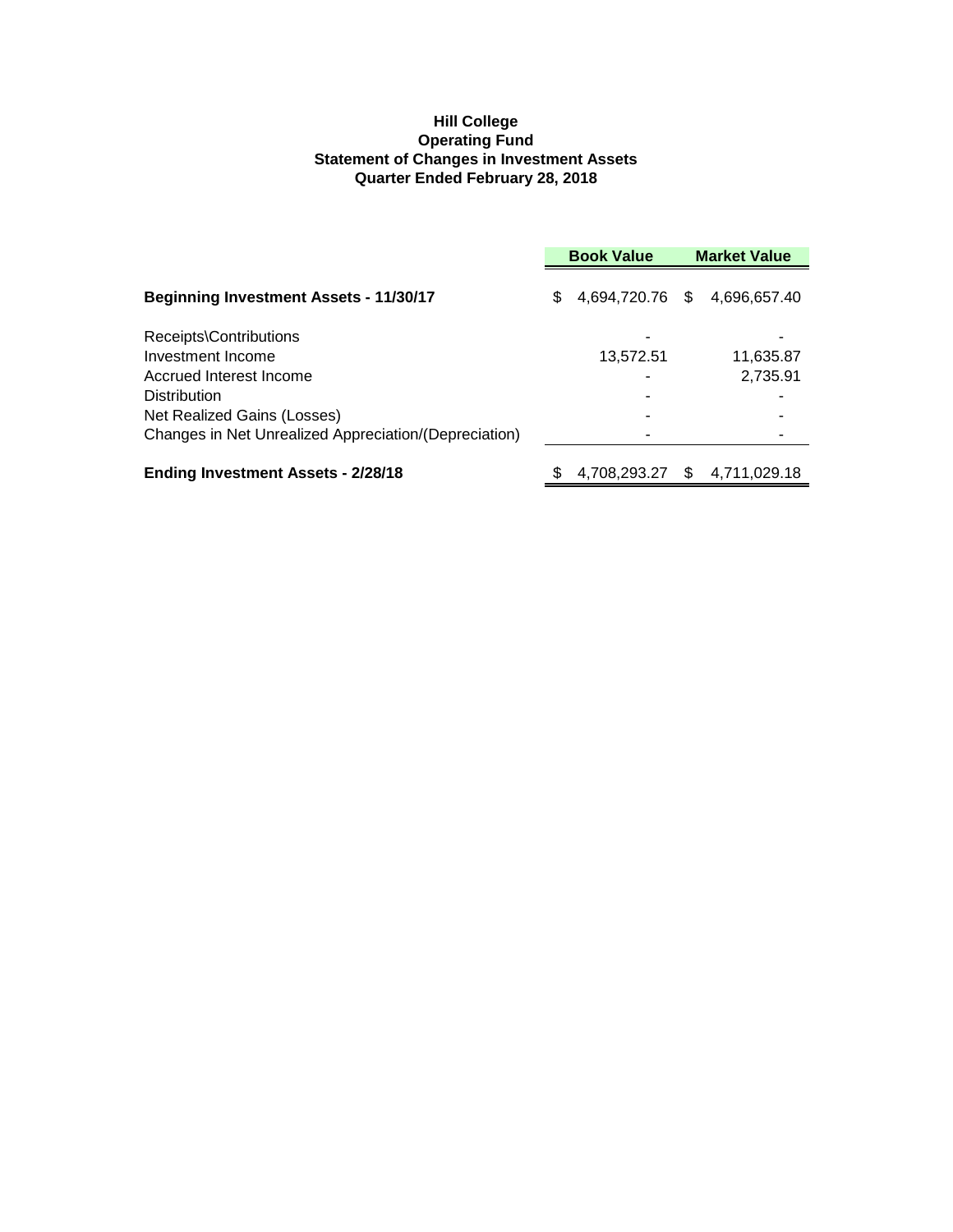**Hill College**
**Operating Fund**
**Statement of Changes in Investment Assets**
**Quarter Ended February 28, 2018**

| | Book Value | Market Value |
|---|---|---|
| **Beginning Investment Assets - 11/30/17** | $ 4,694,720.76 | $ 4,696,657.40 |
| Receipts\Contributions | - | - |
| Investment Income | 13,572.51 | 11,635.87 |
| Accrued Interest Income | - | 2,735.91 |
| Distribution | - | - |
| Net Realized Gains (Losses) | - | - |
| Changes in Net Unrealized Appreciation/(Depreciation) | - | - |
| **Ending Investment Assets - 2/28/18** | $ 4,708,293.27 | $ 4,711,029.18 |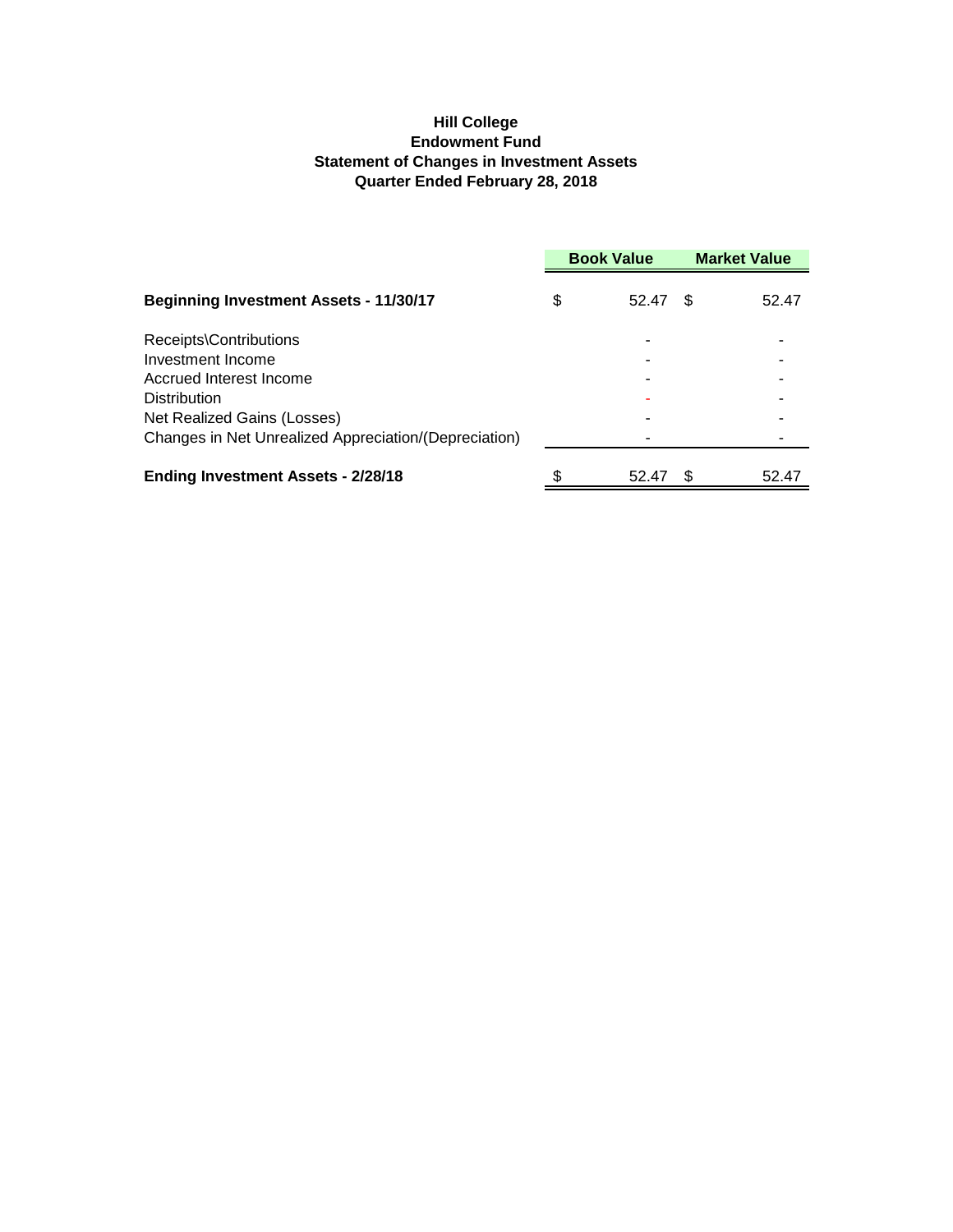**Hill College**
**Endowment Fund**
**Statement of Changes in Investment Assets**
**Quarter Ended February 28, 2018**

| | Book Value | Market Value |
|---|---|---|
| **Beginning Investment Assets - 11/30/17** | $ 52.47 | $ 52.47 |
| Receipts\Contributions | - | - |
| Investment Income | - | - |
| Accrued Interest Income | - | - |
| Distribution | - | - |
| Net Realized Gains (Losses) | - | - |
| Changes in Net Unrealized Appreciation/(Depreciation) | - | - |
| **Ending Investment Assets - 2/28/18** | $ 52.47 | $ 52.47 |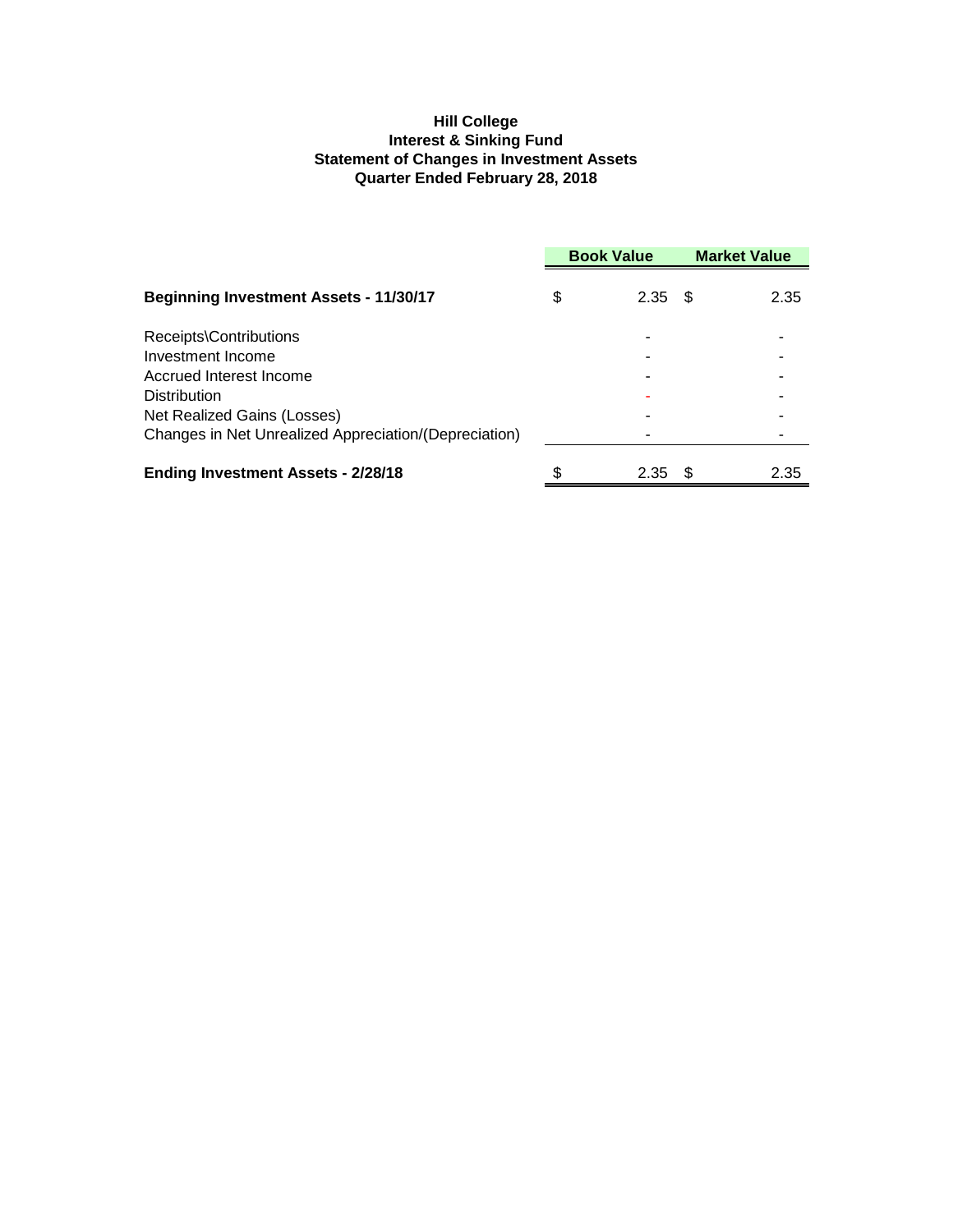**Hill College**
**Interest & Sinking Fund**
**Statement of Changes in Investment Assets**
**Quarter Ended February 28, 2018**

| | Book Value | Market Value |
|---|---|---|
| **Beginning Investment Assets - 11/30/17** | $ 2.35 | $ 2.35 |
| Receipts\Contributions | - | - |
| Investment Income | - | - |
| Accrued Interest Income | - | - |
| Distribution | - | - |
| Net Realized Gains (Losses) | - | - |
| Changes in Net Unrealized Appreciation/(Depreciation) | - | - |
| **Ending Investment Assets - 2/28/18** | $ 2.35 | $ 2.35 |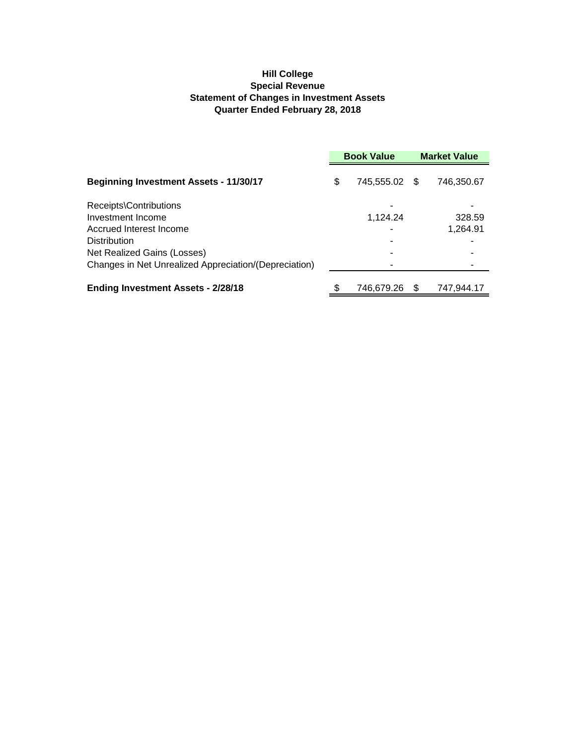**Hill College**
**Special Revenue**
**Statement of Changes in Investment Assets**
**Quarter Ended February 28, 2018**

| | Book Value | Market Value |
|---|---|---|
| **Beginning Investment Assets - 11/30/17** | $ 745,555.02 | $ 746,350.67 |
| Receipts\Contributions | - | - |
| Investment Income | 1,124.24 | 328.59 |
| Accrued Interest Income | - | 1,264.91 |
| Distribution | - | - |
| Net Realized Gains (Losses) | - | - |
| Changes in Net Unrealized Appreciation/(Depreciation) | - | - |
| **Ending Investment Assets - 2/28/18** | $ 746,679.26 | $ 747,944.17 |